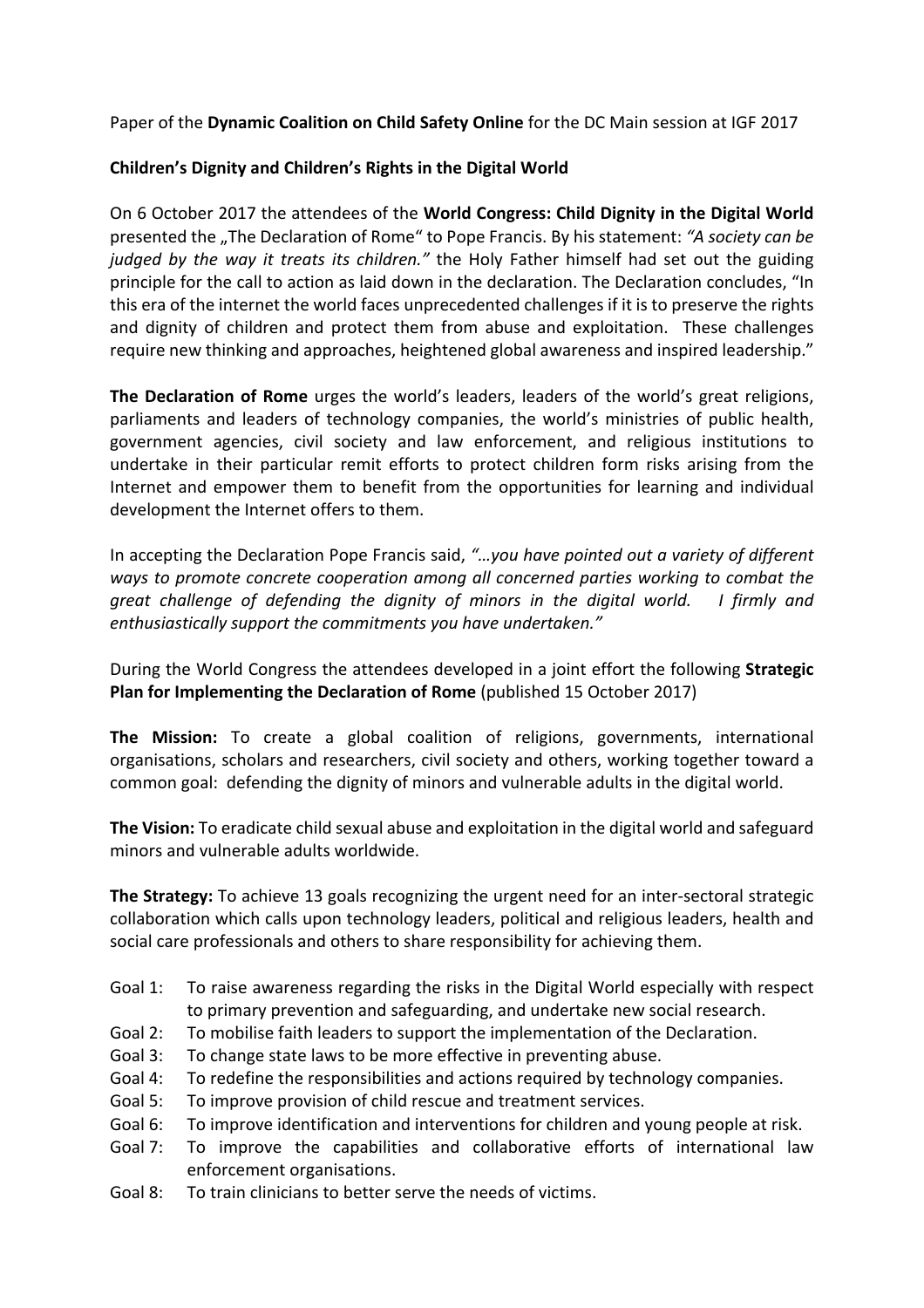Paper of the **Dynamic Coalition on Child Safety Online** for the DC Main session at IGF 2017

**Children's Dignity and Children's Rights in the Digital World**

On 6 October 2017 the attendees of the **World Congress: Child Dignity in the Digital World** presented the „The Declaration of Rome" to Pope Francis. By his statement: *"A society can be judged by the way it treats its children."* the Holy Father himself had set out the guiding principle for the call to action as laid down in the declaration. The Declaration concludes, "In this era of the internet the world faces unprecedented challenges if it is to preserve the rights and dignity of children and protect them from abuse and exploitation. These challenges require new thinking and approaches, heightened global awareness and inspired leadership."

**The Declaration of Rome** urges the world's leaders, leaders of the world's great religions, parliaments and leaders of technology companies, the world's ministries of public health, government agencies, civil society and law enforcement, and religious institutions to undertake in their particular remit efforts to protect children form risks arising from the Internet and empower them to benefit from the opportunities for learning and individual development the Internet offers to them.

In accepting the Declaration Pope Francis said, *"…you have pointed out a variety of different ways to promote concrete cooperation among all concerned parties working to combat the great challenge of defending the dignity of minors in the digital world. I firmly and enthusiastically support the commitments you have undertaken."*

During the World Congress the attendees developed in a joint effort the following **Strategic Plan for Implementing the Declaration of Rome** (published 15 October 2017)

**The Mission:** To create a global coalition of religions, governments, international organisations, scholars and researchers, civil society and others, working together toward a common goal: defending the dignity of minors and vulnerable adults in the digital world.

**The Vision:** To eradicate child sexual abuse and exploitation in the digital world and safeguard minors and vulnerable adults worldwide.

**The Strategy:** To achieve 13 goals recognizing the urgent need for an inter-sectoral strategic collaboration which calls upon technology leaders, political and religious leaders, health and social care professionals and others to share responsibility for achieving them.

- Goal 1: To raise awareness regarding the risks in the Digital World especially with respect to primary prevention and safeguarding, and undertake new social research.
- Goal 2: To mobilise faith leaders to support the implementation of the Declaration.
- Goal 3: To change state laws to be more effective in preventing abuse.
- Goal 4: To redefine the responsibilities and actions required by technology companies.
- Goal 5: To improve provision of child rescue and treatment services.
- Goal 6: To improve identification and interventions for children and young people at risk.
- Goal 7: To improve the capabilities and collaborative efforts of international law enforcement organisations.
- Goal 8: To train clinicians to better serve the needs of victims.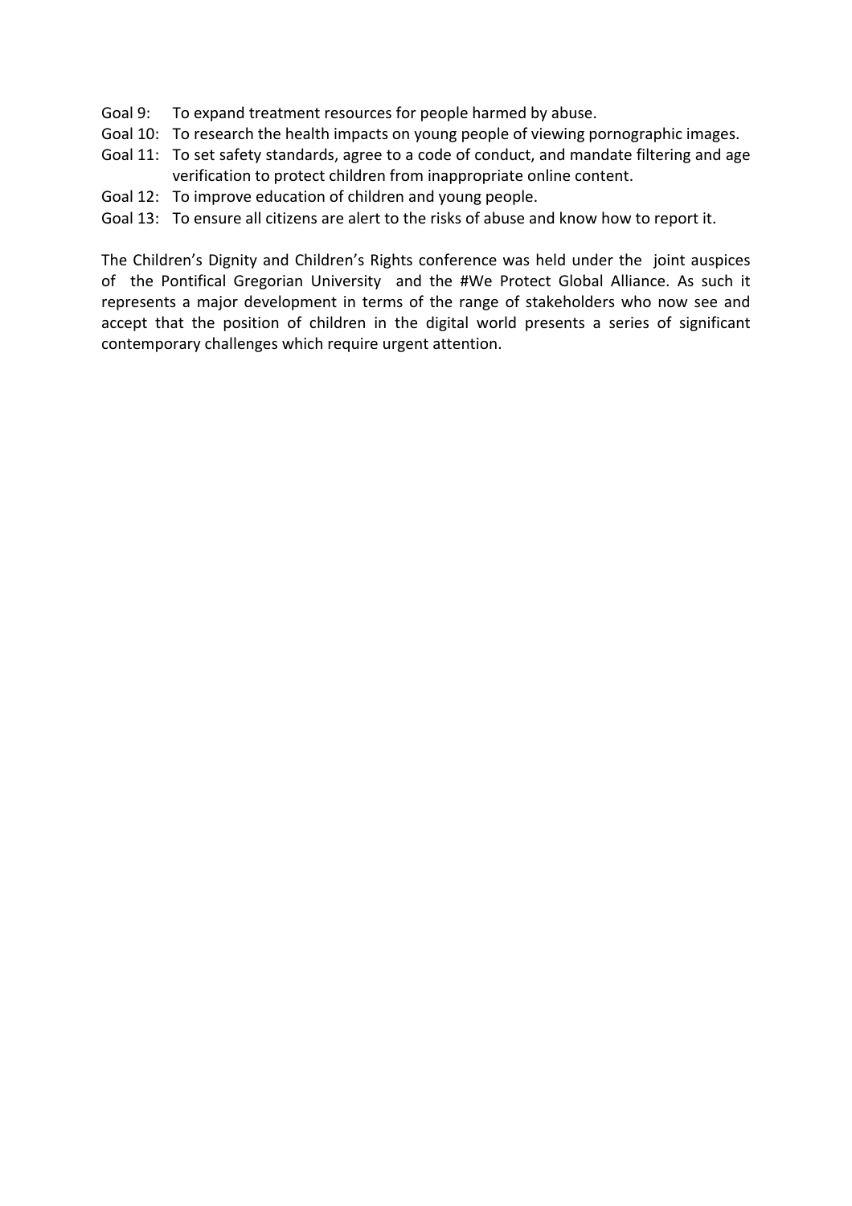Goal 9: To expand treatment resources for people harmed by abuse.

Goal 10: To research the health impacts on young people of viewing pornographic images.

Goal 11: To set safety standards, agree to a code of conduct, and mandate filtering and age verification to protect children from inappropriate online content.

Goal 12: To improve education of children and young people.

Goal 13: To ensure all citizens are alert to the risks of abuse and know how to report it.

The Children's Dignity and Children's Rights conference was held under the joint auspices of the Pontifical Gregorian University and the #We Protect Global Alliance. As such it represents a major development in terms of the range of stakeholders who now see and accept that the position of children in the digital world presents a series of significant contemporary challenges which require urgent attention.